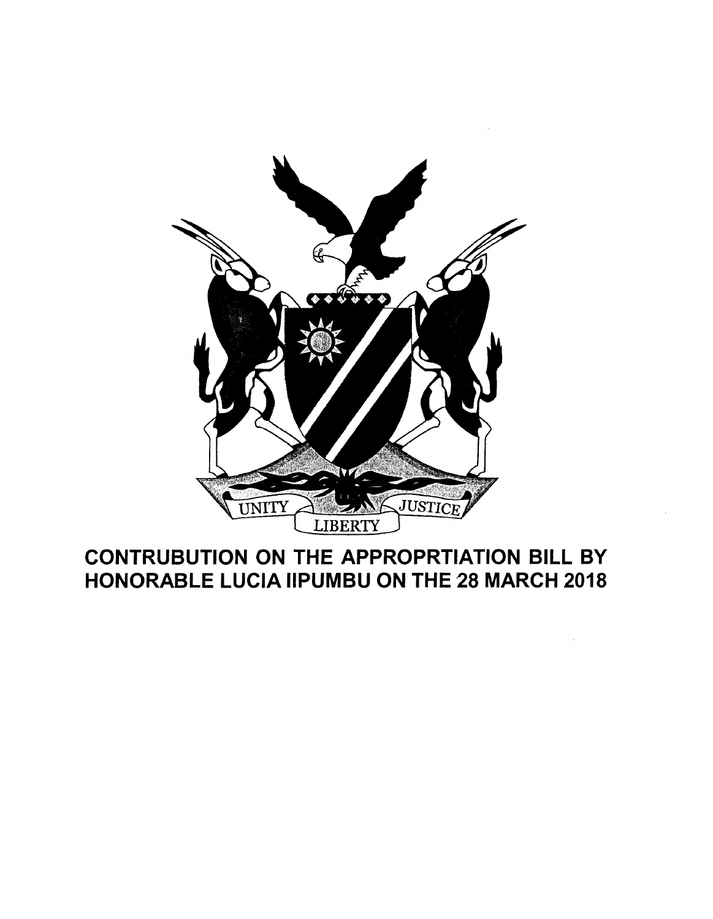UNITY LIBERTY JUSTICE

**CONTRUBUTION ON THE APPROPRTIATION BILL BY HONORABLE LUCIA IIPUMBU ON THE 28 MARCH 2018**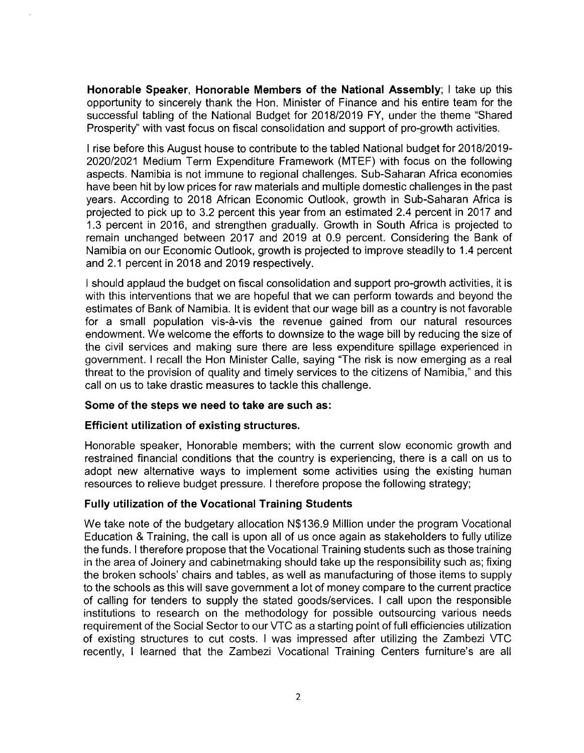**Honorable Speaker, Honorable Members of the National Assembly**; I take up this opportunity to sincerely thank the Hon. Minister of Finance and his entire team for the successful tabling of the National Budget for 2018/2019 FY, under the theme "Shared Prosperity" with vast focus on fiscal consolidation and support of pro-growth activities.

I rise before this August house to contribute to the tabled National budget for 2018/2019-2020/2021 Medium Term Expenditure Framework (MTEF) with focus on the following aspects. Namibia is not immune to regional challenges. Sub-Saharan Africa economies have been hit by low prices for raw materials and multiple domestic challenges in the past years. According to 2018 African Economic Outlook, growth in Sub-Saharan Africa is projected to pick up to 3.2 percent this year from an estimated 2.4 percent in 2017 and 1.3 percent in 2016, and strengthen gradually. Growth in South Africa is projected to remain unchanged between 2017 and 2019 at 0.9 percent. Considering the Bank of Namibia on our Economic Outlook, growth is projected to improve steadily to 1.4 percent and 2.1 percent in 2018 and 2019 respectively.

I should applaud the budget on fiscal consolidation and support pro-growth activities, it is with this interventions that we are hopeful that we can perform towards and beyond the estimates of Bank of Namibia. It is evident that our wage bill as a country is not favorable for a small population vis-à-vis the revenue gained from our natural resources endowment. We welcome the efforts to downsize to the wage bill by reducing the size of the civil services and making sure there are less expenditure spillage experienced in government. I recall the Hon Minister Calle, saying "The risk is now emerging as a real threat to the provision of quality and timely services to the citizens of Namibia," and this call on us to take drastic measures to tackle this challenge.

**Some of the steps we need to take are such as:**

**Efficient utilization of existing structures.**

Honorable speaker, Honorable members; with the current slow economic growth and restrained financial conditions that the country is experiencing, there is a call on us to adopt new alternative ways to implement some activities using the existing human resources to relieve budget pressure. I therefore propose the following strategy;

**Fully utilization of the Vocational Training Students**

We take note of the budgetary allocation N$136.9 Million under the program Vocational Education & Training, the call is upon all of us once again as stakeholders to fully utilize the funds. I therefore propose that the Vocational Training students such as those training in the area of Joinery and cabinetmaking should take up the responsibility such as; fixing the broken schools' chairs and tables, as well as manufacturing of those items to supply to the schools as this will save government a lot of money compare to the current practice of calling for tenders to supply the stated goods/services. I call upon the responsible institutions to research on the methodology for possible outsourcing various needs requirement of the Social Sector to our VTC as a starting point of full efficiencies utilization of existing structures to cut costs. I was impressed after utilizing the Zambezi VTC recently, I learned that the Zambezi Vocational Training Centers furniture's are all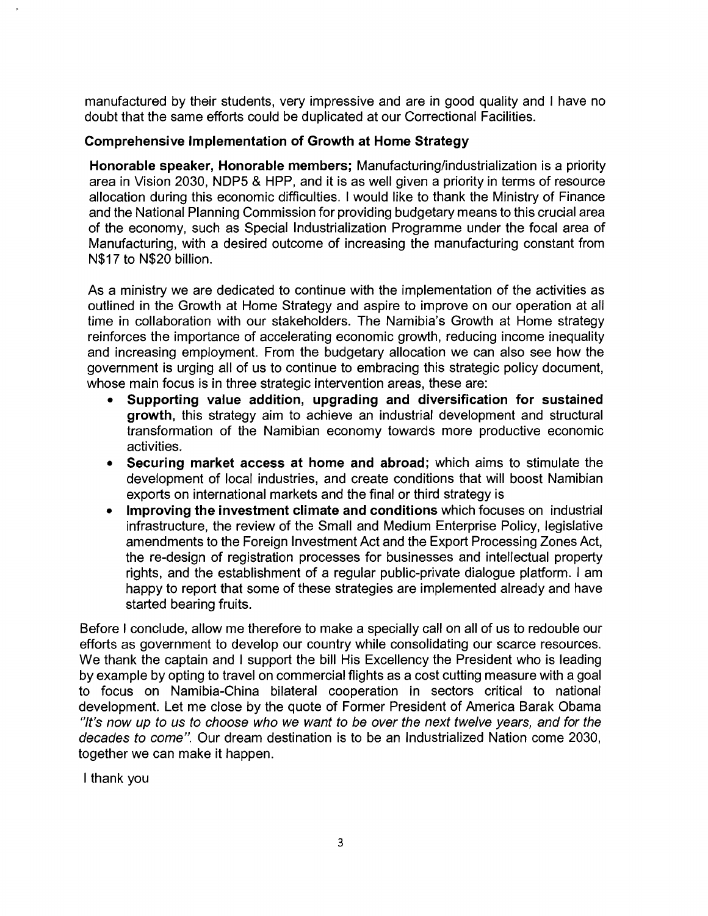manufactured by their students, very impressive and are in good quality and I have no doubt that the same efforts could be duplicated at our Correctional Facilities.

**Comprehensive Implementation of Growth at Home Strategy**

**Honorable speaker, Honorable members;** Manufacturing/industrialization is a priority area in Vision 2030, NDP5 & HPP, and it is as well given a priority in terms of resource allocation during this economic difficulties. I would like to thank the Ministry of Finance and the National Planning Commission for providing budgetary means to this crucial area of the economy, such as Special Industrialization Programme under the focal area of Manufacturing, with a desired outcome of increasing the manufacturing constant from N$17 to N$20 billion.

As a ministry we are dedicated to continue with the implementation of the activities as outlined in the Growth at Home Strategy and aspire to improve on our operation at all time in collaboration with our stakeholders. The Namibia's Growth at Home strategy reinforces the importance of accelerating economic growth, reducing income inequality and increasing employment. From the budgetary allocation we can also see how the government is urging all of us to continue to embracing this strategic policy document, whose main focus is in three strategic intervention areas, these are:

- **Supporting value addition, upgrading and diversification for sustained growth,** this strategy aim to achieve an industrial development and structural transformation of the Namibian economy towards more productive economic activities.
- **Securing market access at home and abroad;** which aims to stimulate the development of local industries, and create conditions that will boost Namibian exports on international markets and the final or third strategy is
- **Improving the investment climate and conditions** which focuses on industrial infrastructure, the review of the Small and Medium Enterprise Policy, legislative amendments to the Foreign Investment Act and the Export Processing Zones Act, the re-design of registration processes for businesses and intellectual property rights, and the establishment of a regular public-private dialogue platform. I am happy to report that some of these strategies are implemented already and have started bearing fruits.

Before I conclude, allow me therefore to make a specially call on all of us to redouble our efforts as government to develop our country while consolidating our scarce resources. We thank the captain and I support the bill His Excellency the President who is leading by example by opting to travel on commercial flights as a cost cutting measure with a goal to focus on Namibia-China bilateral cooperation in sectors critical to national development. Let me close by the quote of Former President of America Barak Obama *"It's now up to us to choose who we want to be over the next twelve years, and for the decades to come".* Our dream destination is to be an Industrialized Nation come 2030, together we can make it happen.

I thank you